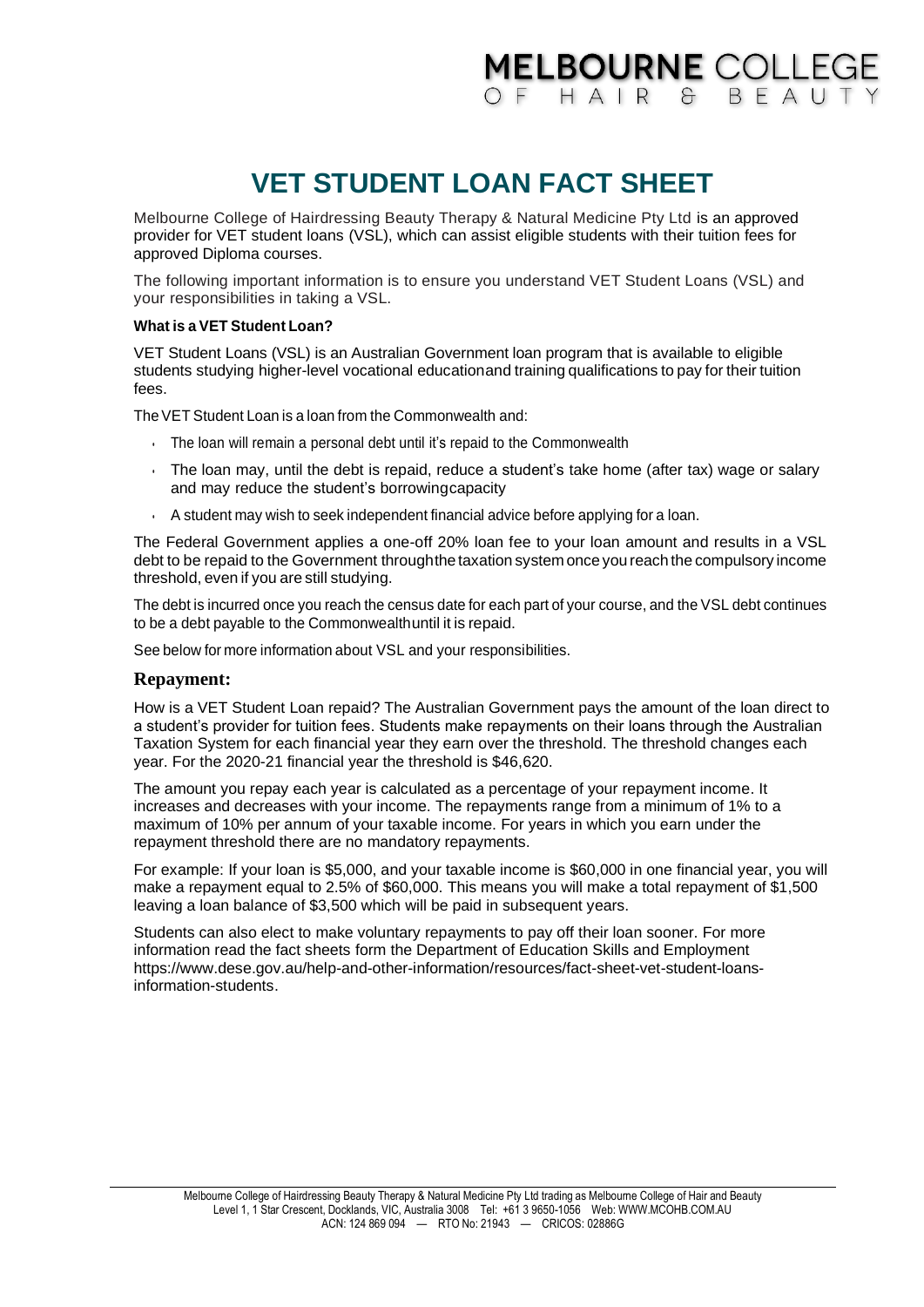# VET STUDENT LOAN FACT SHEET

Melbourne College of Hairdressing Beauty Therapy & Natural Medicine Pty Ltd is an approved provider for VET student loans (VSL), which can assist eligible students with their tuition fees for approved Diploma courses.

The following important information is to ensure you understand VET Student Loans (VSL) and your responsibilities in taking a VSL.

**What is a VET Student Loan?**

VET Student Loans (VSL) is an Australian Government loan program that is available to eligible students studying higher-level vocational educationand training qualifications to pay for their tuition fees.

The VET Student Loan is a loan from the Commonwealth and:

- The loan will remain a personal debt until it's repaid to the Commonwealth
- The loan may, until the debt is repaid, reduce a student's take home (after tax) wage or salary and may reduce the student's borrowingcapacity
- A student may wish to seek independent financial advice before applying for a loan.

The Federal Government applies a one-off 20% loan fee to your loan amount and results in a VSL debt to be repaid to the Government throughthe taxation system once you reach the compulsory income threshold, even if you are still studying.

The debt is incurred once you reach the census date for each part of your course, and the VSL debt continues to be a debt payable to the Commonwealthuntil it is repaid.

See below for more information about VSL and your responsibilities.

## Repayment:

How is a VET Student Loan repaid? The Australian Government pays the amount of the loan direct to a student's provider for tuition fees. Students make repayments on their loans through the Australian Taxation System for each financial year they earn over the threshold. The threshold changes each year. For the 2020-21 financial year the threshold is $46,620.

The amount you repay each year is calculated as a percentage of your repayment income. It increases and decreases with your income. The repayments range from a minimum of 1% to a maximum of 10% per annum of your taxable income. For years in which you earn under the repayment threshold there are no mandatory repayments.

For example: If your loan is $5,000, and your taxable income is $60,000 in one financial year, you will make a repayment equal to 2.5% of $60,000. This means you will make a total repayment of $1,500 leaving a loan balance of $3,500 which will be paid in subsequent years.

Students can also elect to make voluntary repayments to pay off their loan sooner. For more information read the fact sheets form the Department of Education Skills and Employment https://www.dese.gov.au/help-and-other-information/resources/fact-sheet-vet-student-loans-information-students.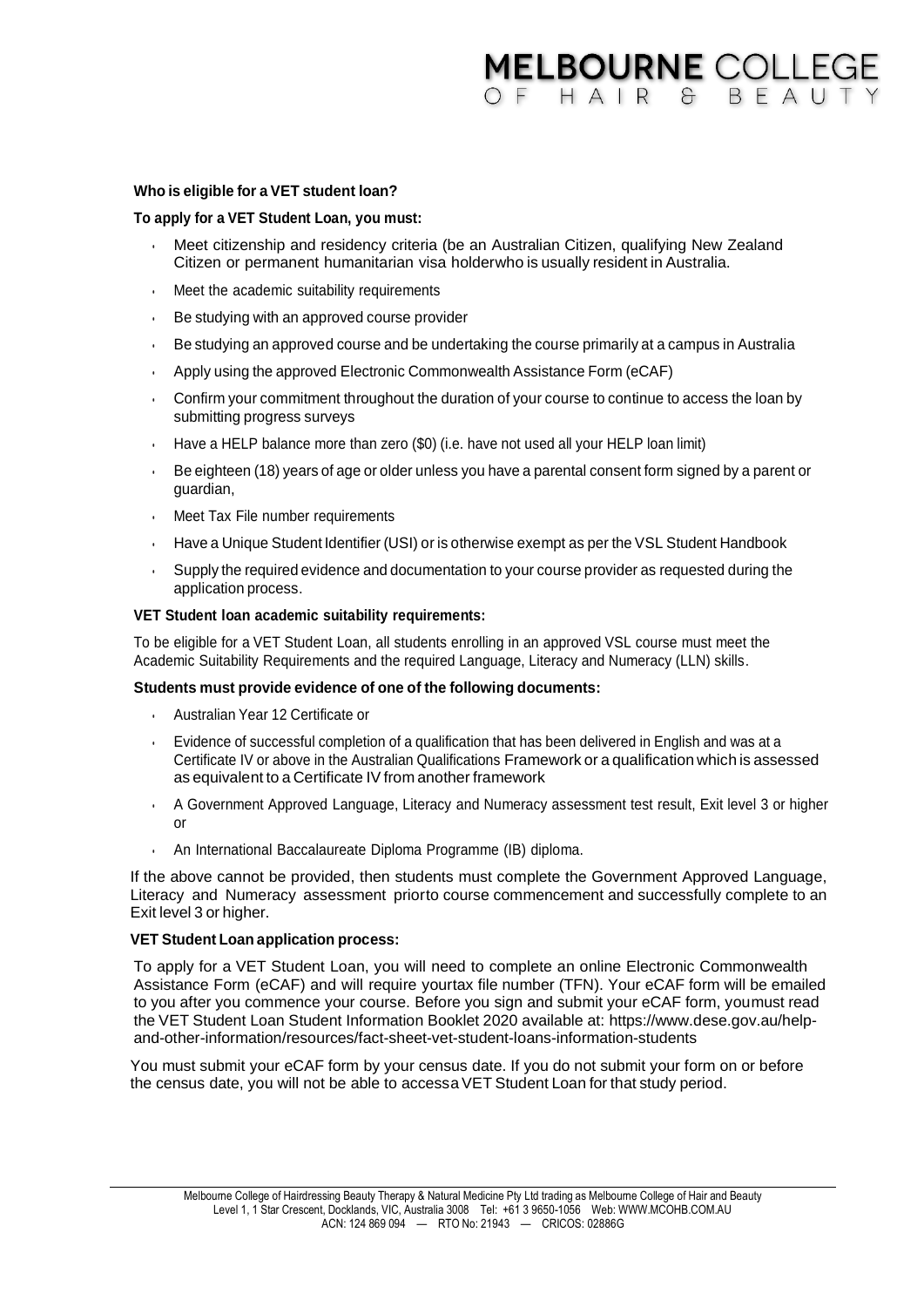**Who is eligible for a VET student loan?**

**To apply for a VET Student Loan, you must:**

- Meet citizenship and residency criteria (be an Australian Citizen, qualifying New Zealand Citizen or permanent humanitarian visa holderwho is usually resident in Australia.
- Meet the academic suitability requirements
- Be studying with an approved course provider
- Be studying an approved course and be undertaking the course primarily at a campus in Australia
- Apply using the approved Electronic Commonwealth Assistance Form (eCAF)
- Confirm your commitment throughout the duration of your course to continue to access the loan by submitting progress surveys
- Have a HELP balance more than zero ($0) (i.e. have not used all your HELP loan limit)
- Be eighteen (18) years of age or older unless you have a parental consent form signed by a parent or guardian,
- Meet Tax File number requirements
- Have a Unique Student Identifier (USI) or is otherwise exempt as per the VSL Student Handbook
- Supply the required evidence and documentation to your course provider as requested during the application process.

**VET Student loan academic suitability requirements:**

To be eligible for a VET Student Loan, all students enrolling in an approved VSL course must meet the Academic Suitability Requirements and the required Language, Literacy and Numeracy (LLN) skills.

**Students must provide evidence of one of the following documents:**

- Australian Year 12 Certificate or
- Evidence of successful completion of a qualification that has been delivered in English and was at a Certificate IV or above in the Australian Qualifications Framework or a qualification which is assessed as equivalent to a Certificate IV from another framework
- A Government Approved Language, Literacy and Numeracy assessment test result, Exit level 3 or higher or
- An International Baccalaureate Diploma Programme (IB) diploma.

If the above cannot be provided, then students must complete the Government Approved Language, Literacy and Numeracy assessment priorto course commencement and successfully complete to an Exit level 3 or higher.

**VET Student Loan application process:**

To apply for a VET Student Loan, you will need to complete an online Electronic Commonwealth Assistance Form (eCAF) and will require yourtax file number (TFN). Your eCAF form will be emailed to you after you commence your course. Before you sign and submit your eCAF form, youmust read the VET Student Loan Student Information Booklet 2020 available at: https://www.dese.gov.au/help-and-other-information/resources/fact-sheet-vet-student-loans-information-students

You must submit your eCAF form by your census date. If you do not submit your form on or before the census date, you will not be able to accessa VET Student Loan for that study period.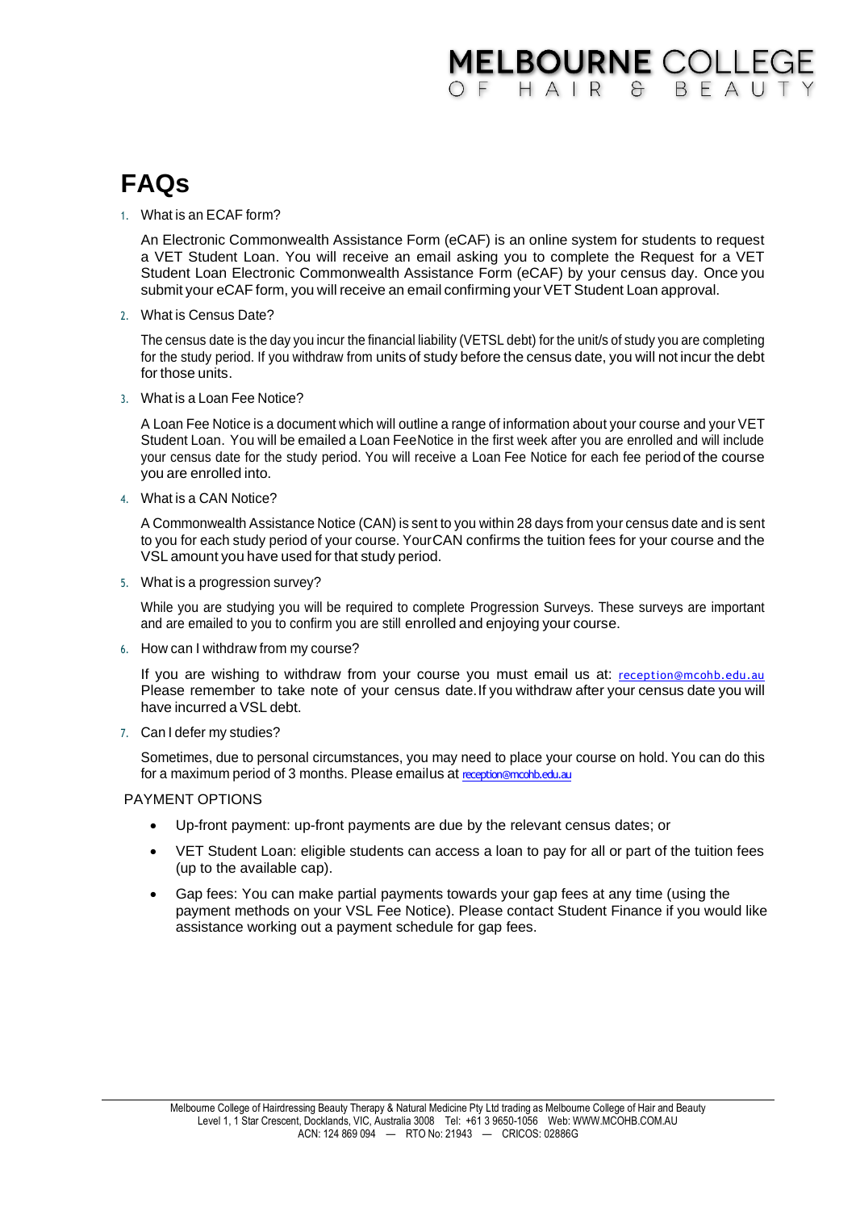# FAQs

1. What is an ECAF form?

   An Electronic Commonwealth Assistance Form (eCAF) is an online system for students to request a VET Student Loan. You will receive an email asking you to complete the Request for a VET Student Loan Electronic Commonwealth Assistance Form (eCAF) by your census day. Once you submit your eCAF form, you will receive an email confirming your VET Student Loan approval.

2. What is Census Date?

   The census date is the day you incur the financial liability (VETSL debt) for the unit/s of study you are completing for the study period. If you withdraw from units of study before the census date, you will not incur the debt for those units.

3. What is a Loan Fee Notice?

   A Loan Fee Notice is a document which will outline a range of information about your course and your VET Student Loan. You will be emailed a Loan FeeNotice in the first week after you are enrolled and will include your census date for the study period. You will receive a Loan Fee Notice for each fee period of the course you are enrolled into.

4. What is a CAN Notice?

   A Commonwealth Assistance Notice (CAN) is sent to you within 28 days from your census date and is sent to you for each study period of your course. YourCAN confirms the tuition fees for your course and the VSL amount you have used for that study period.

5. What is a progression survey?

   While you are studying you will be required to complete Progression Surveys. These surveys are important and are emailed to you to confirm you are still enrolled and enjoying your course.

6. How can I withdraw from my course?

   If you are wishing to withdraw from your course you must email us at: reception@mcohb.edu.au Please remember to take note of your census date.If you withdraw after your census date you will have incurred a VSL debt.

7. Can I defer my studies?

   Sometimes, due to personal circumstances, you may need to place your course on hold. You can do this for a maximum period of 3 months. Please emailus at reception@mcohb.edu.au

PAYMENT OPTIONS

- Up-front payment: up-front payments are due by the relevant census dates; or
- VET Student Loan: eligible students can access a loan to pay for all or part of the tuition fees (up to the available cap).
- Gap fees: You can make partial payments towards your gap fees at any time (using the payment methods on your VSL Fee Notice). Please contact Student Finance if you would like assistance working out a payment schedule for gap fees.